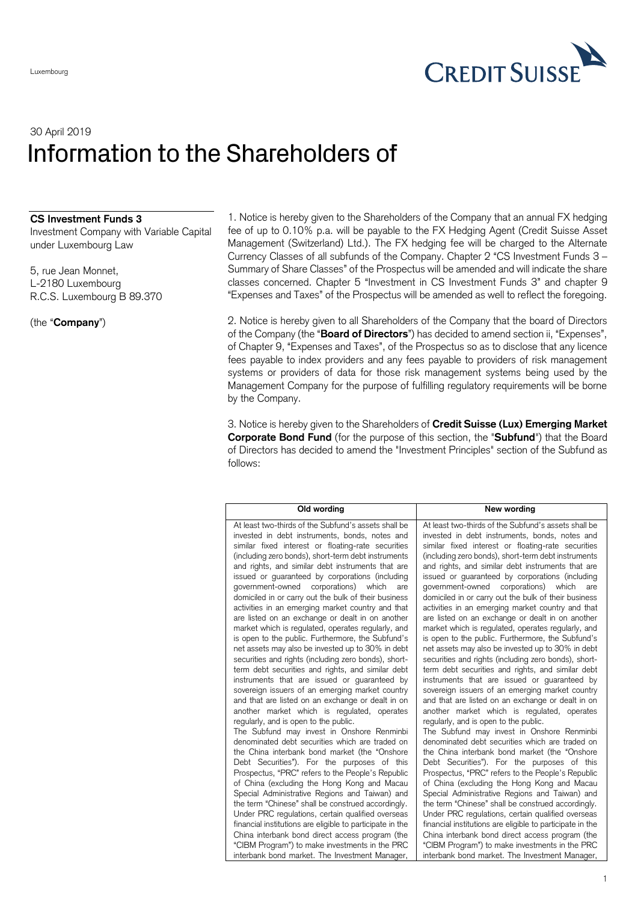Luxembourg

30 April 2019

# Information to the Shareholders of

**CS Investment Funds 3**
Investment Company with Variable Capital under Luxembourg Law

5, rue Jean Monnet,
L-2180 Luxembourg
R.C.S. Luxembourg B 89.370

(the "**Company**")

1. Notice is hereby given to the Shareholders of the Company that an annual FX hedging fee of up to 0.10% p.a. will be payable to the FX Hedging Agent (Credit Suisse Asset Management (Switzerland) Ltd.). The FX hedging fee will be charged to the Alternate Currency Classes of all subfunds of the Company. Chapter 2 "CS Investment Funds 3 – Summary of Share Classes" of the Prospectus will be amended and will indicate the share classes concerned. Chapter 5 "Investment in CS Investment Funds 3" and chapter 9 "Expenses and Taxes" of the Prospectus will be amended as well to reflect the foregoing.

2. Notice is hereby given to all Shareholders of the Company that the board of Directors of the Company (the "**Board of Directors**") has decided to amend section ii, "Expenses", of Chapter 9, "Expenses and Taxes", of the Prospectus so as to disclose that any licence fees payable to index providers and any fees payable to providers of risk management systems or providers of data for those risk management systems being used by the Management Company for the purpose of fulfilling regulatory requirements will be borne by the Company.

3. Notice is hereby given to the Shareholders of **Credit Suisse (Lux) Emerging Market Corporate Bond Fund** (for the purpose of this section, the "**Subfund**") that the Board of Directors has decided to amend the "Investment Principles" section of the Subfund as follows:

| Old wording | New wording |
|---|---|
| At least two-thirds of the Subfund's assets shall be invested in debt instruments, bonds, notes and similar fixed interest or floating-rate securities (including zero bonds), short-term debt instruments and rights, and similar debt instruments that are issued or guaranteed by corporations (including government-owned corporations) which are domiciled in or carry out the bulk of their business activities in an emerging market country and that are listed on an exchange or dealt in on another market which is regulated, operates regularly, and is open to the public. Furthermore, the Subfund's net assets may also be invested up to 30% in debt securities and rights (including zero bonds), short-term debt securities and rights, and similar debt instruments that are issued or guaranteed by sovereign issuers of an emerging market country and that are listed on an exchange or dealt in on another market which is regulated, operates regularly, and is open to the public.<br>The Subfund may invest in Onshore Renminbi denominated debt securities which are traded on the China interbank bond market (the "Onshore Debt Securities"). For the purposes of this Prospectus, "PRC" refers to the People's Republic of China (excluding the Hong Kong and Macau Special Administrative Regions and Taiwan) and the term "Chinese" shall be construed accordingly. Under PRC regulations, certain qualified overseas financial institutions are eligible to participate in the China interbank bond direct access program (the "CIBM Program") to make investments in the PRC interbank bond market. The Investment Manager, | At least two-thirds of the Subfund's assets shall be invested in debt instruments, bonds, notes and similar fixed interest or floating-rate securities (including zero bonds), short-term debt instruments and rights, and similar debt instruments that are issued or guaranteed by corporations (including government-owned corporations) which are domiciled in or carry out the bulk of their business activities in an emerging market country and that are listed on an exchange or dealt in on another market which is regulated, operates regularly, and is open to the public. Furthermore, the Subfund's net assets may also be invested up to 30% in debt securities and rights (including zero bonds), short-term debt securities and rights, and similar debt instruments that are issued or guaranteed by sovereign issuers of an emerging market country and that are listed on an exchange or dealt in on another market which is regulated, operates regularly, and is open to the public.<br>The Subfund may invest in Onshore Renminbi denominated debt securities which are traded on the China interbank bond market (the "Onshore Debt Securities"). For the purposes of this Prospectus, "PRC" refers to the People's Republic of China (excluding the Hong Kong and Macau Special Administrative Regions and Taiwan) and the term "Chinese" shall be construed accordingly. Under PRC regulations, certain qualified overseas financial institutions are eligible to participate in the China interbank bond direct access program (the "CIBM Program") to make investments in the PRC interbank bond market. The Investment Manager, |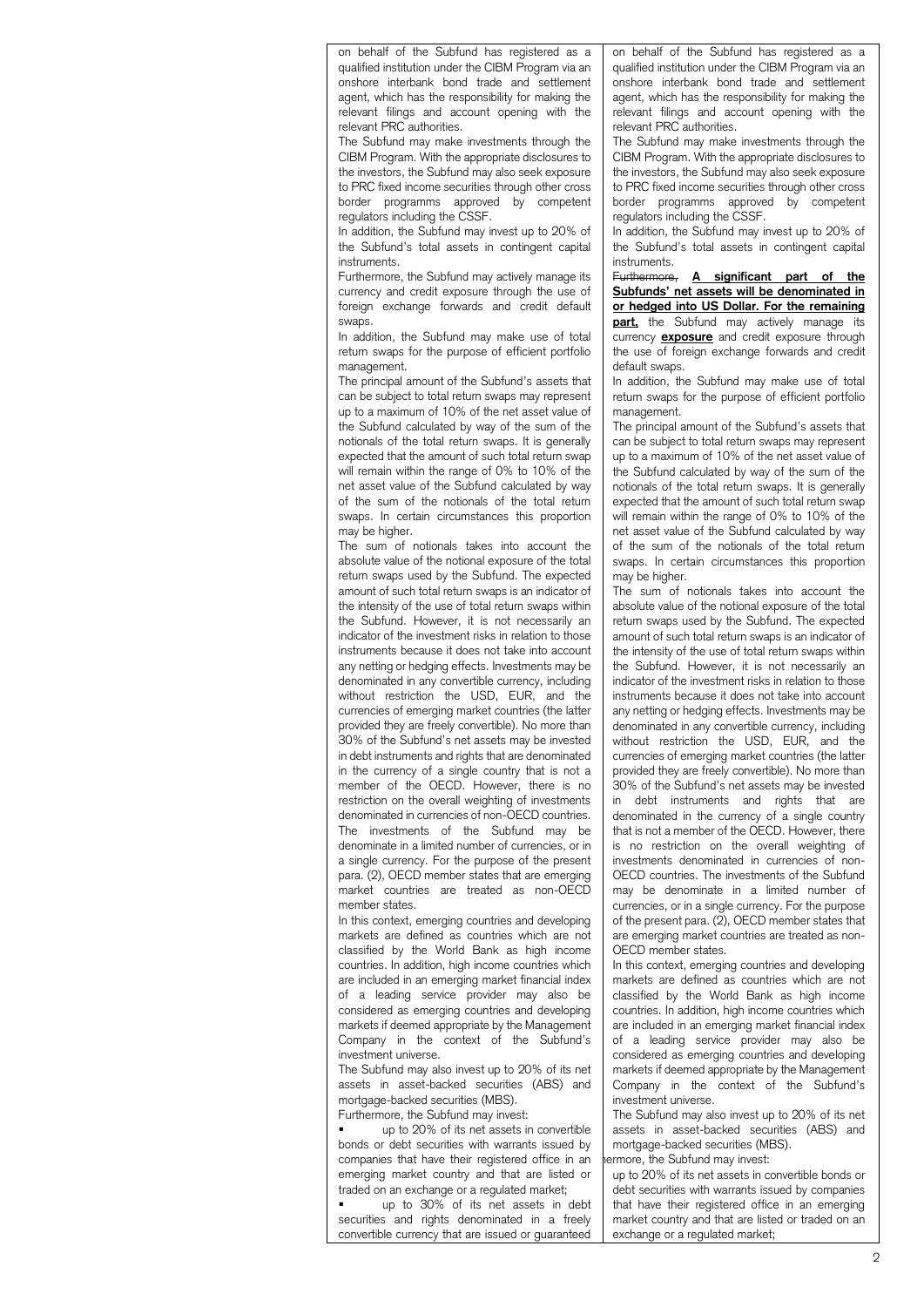on behalf of the Subfund has registered as a qualified institution under the CIBM Program via an onshore interbank bond trade and settlement agent, which has the responsibility for making the relevant filings and account opening with the relevant PRC authorities.

The Subfund may make investments through the CIBM Program. With the appropriate disclosures to the investors, the Subfund may also seek exposure to PRC fixed income securities through other cross border programms approved by competent regulators including the CSSF.

In addition, the Subfund may invest up to 20% of the Subfund's total assets in contingent capital instruments.

Furthermore, the Subfund may actively manage its currency and credit exposure through the use of foreign exchange forwards and credit default swaps.

In addition, the Subfund may make use of total return swaps for the purpose of efficient portfolio management.

The principal amount of the Subfund's assets that can be subject to total return swaps may represent up to a maximum of 10% of the net asset value of the Subfund calculated by way of the sum of the notionals of the total return swaps. It is generally expected that the amount of such total return swap will remain within the range of 0% to 10% of the net asset value of the Subfund calculated by way of the sum of the notionals of the total return swaps. In certain circumstances this proportion may be higher.

The sum of notionals takes into account the absolute value of the notional exposure of the total return swaps used by the Subfund. The expected amount of such total return swaps is an indicator of the intensity of the use of total return swaps within the Subfund. However, it is not necessarily an indicator of the investment risks in relation to those instruments because it does not take into account any netting or hedging effects. Investments may be denominated in any convertible currency, including without restriction the USD, EUR, and the currencies of emerging market countries (the latter provided they are freely convertible). No more than 30% of the Subfund's net assets may be invested in debt instruments and rights that are denominated in the currency of a single country that is not a member of the OECD. However, there is no restriction on the overall weighting of investments denominated in currencies of non-OECD countries. The investments of the Subfund may be denominate in a limited number of currencies, or in a single currency. For the purpose of the present para. (2), OECD member states that are emerging market countries are treated as non-OECD member states.

In this context, emerging countries and developing markets are defined as countries which are not classified by the World Bank as high income countries. In addition, high income countries which are included in an emerging market financial index of a leading service provider may also be considered as emerging countries and developing markets if deemed appropriate by the Management Company in the context of the Subfund's investment universe.

The Subfund may also invest up to 20% of its net assets in asset-backed securities (ABS) and mortgage-backed securities (MBS).

Furthermore, the Subfund may invest:

- up to 20% of its net assets in convertible bonds or debt securities with warrants issued by companies that have their registered office in an emerging market country and that are listed or traded on an exchange or a regulated market;
- up to 30% of its net assets in debt securities and rights denominated in a freely convertible currency that are issued or guaranteed

---

on behalf of the Subfund has registered as a qualified institution under the CIBM Program via an onshore interbank bond trade and settlement agent, which has the responsibility for making the relevant filings and account opening with the relevant PRC authorities.

The Subfund may make investments through the CIBM Program. With the appropriate disclosures to the investors, the Subfund may also seek exposure to PRC fixed income securities through other cross border programms approved by competent regulators including the CSSF.

In addition, the Subfund may invest up to 20% of the Subfund's total assets in contingent capital instruments.

~~Furthermore,~~ **A significant part of the Subfunds' net assets will be denominated in or hedged into US Dollar. For the remaining part,** the Subfund may actively manage its currency **exposure** and credit exposure through the use of foreign exchange forwards and credit default swaps.

In addition, the Subfund may make use of total return swaps for the purpose of efficient portfolio management.

The principal amount of the Subfund's assets that can be subject to total return swaps may represent up to a maximum of 10% of the net asset value of the Subfund calculated by way of the sum of the notionals of the total return swaps. It is generally expected that the amount of such total return swap will remain within the range of 0% to 10% of the net asset value of the Subfund calculated by way of the sum of the notionals of the total return swaps. In certain circumstances this proportion may be higher.

The sum of notionals takes into account the absolute value of the notional exposure of the total return swaps used by the Subfund. The expected amount of such total return swaps is an indicator of the intensity of the use of total return swaps within the Subfund. However, it is not necessarily an indicator of the investment risks in relation to those instruments because it does not take into account any netting or hedging effects. Investments may be denominated in any convertible currency, including without restriction the USD, EUR, and the currencies of emerging market countries (the latter provided they are freely convertible). No more than 30% of the Subfund's net assets may be invested in debt instruments and rights that are denominated in the currency of a single country that is not a member of the OECD. However, there is no restriction on the overall weighting of investments denominated in currencies of non-OECD countries. The investments of the Subfund may be denominate in a limited number of currencies, or in a single currency. For the purpose of the present para. (2), OECD member states that are emerging market countries are treated as non-OECD member states.

In this context, emerging countries and developing markets are defined as countries which are not classified by the World Bank as high income countries. In addition, high income countries which are included in an emerging market financial index of a leading service provider may also be considered as emerging countries and developing markets if deemed appropriate by the Management Company in the context of the Subfund's investment universe.

The Subfund may also invest up to 20% of its net assets in asset-backed securities (ABS) and mortgage-backed securities (MBS).

Furthermore, the Subfund may invest:

up to 20% of its net assets in convertible bonds or debt securities with warrants issued by companies that have their registered office in an emerging market country and that are listed or traded on an exchange or a regulated market;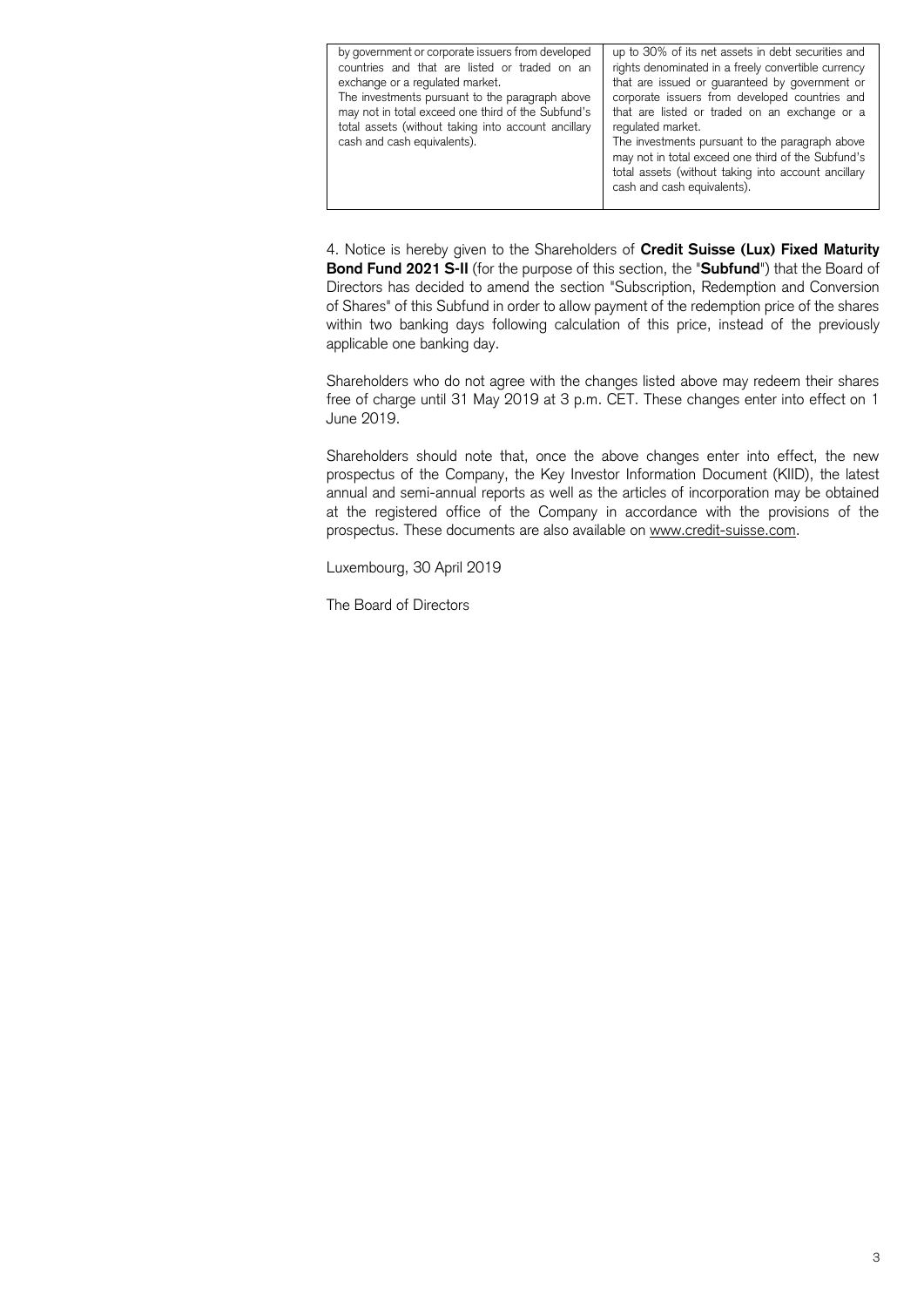| | |
|---|---|
| by government or corporate issuers from developed countries and that are listed or traded on an exchange or a regulated market.<br>The investments pursuant to the paragraph above may not in total exceed one third of the Subfund's total assets (without taking into account ancillary cash and cash equivalents). | up to 30% of its net assets in debt securities and rights denominated in a freely convertible currency that are issued or guaranteed by government or corporate issuers from developed countries and that are listed or traded on an exchange or a regulated market.<br>The investments pursuant to the paragraph above may not in total exceed one third of the Subfund's total assets (without taking into account ancillary cash and cash equivalents). |

4. Notice is hereby given to the Shareholders of **Credit Suisse (Lux) Fixed Maturity Bond Fund 2021 S-II** (for the purpose of this section, the "**Subfund**") that the Board of Directors has decided to amend the section "Subscription, Redemption and Conversion of Shares" of this Subfund in order to allow payment of the redemption price of the shares within two banking days following calculation of this price, instead of the previously applicable one banking day.

Shareholders who do not agree with the changes listed above may redeem their shares free of charge until 31 May 2019 at 3 p.m. CET. These changes enter into effect on 1 June 2019.

Shareholders should note that, once the above changes enter into effect, the new prospectus of the Company, the Key Investor Information Document (KIID), the latest annual and semi-annual reports as well as the articles of incorporation may be obtained at the registered office of the Company in accordance with the provisions of the prospectus. These documents are also available on www.credit-suisse.com.

Luxembourg, 30 April 2019

The Board of Directors